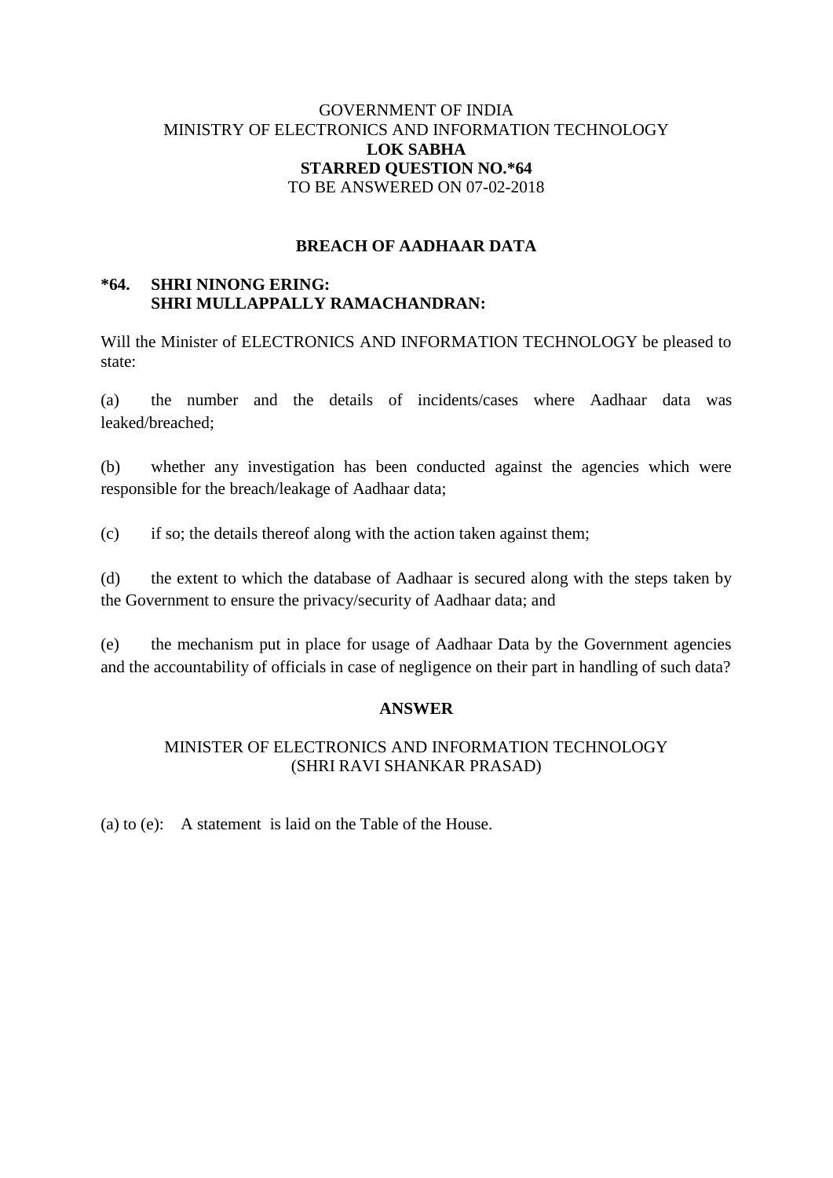GOVERNMENT OF INDIA
MINISTRY OF ELECTRONICS AND INFORMATION TECHNOLOGY
**LOK SABHA**
**STARRED QUESTION NO.*64**
TO BE ANSWERED ON 07-02-2018

## BREACH OF AADHAAR DATA

**\*64. SHRI NINONG ERING:**
**SHRI MULLAPPALLY RAMACHANDRAN:**

Will the Minister of ELECTRONICS AND INFORMATION TECHNOLOGY be pleased to state:

(a) the number and the details of incidents/cases where Aadhaar data was leaked/breached;

(b) whether any investigation has been conducted against the agencies which were responsible for the breach/leakage of Aadhaar data;

(c) if so; the details thereof along with the action taken against them;

(d) the extent to which the database of Aadhaar is secured along with the steps taken by the Government to ensure the privacy/security of Aadhaar data; and

(e) the mechanism put in place for usage of Aadhaar Data by the Government agencies and the accountability of officials in case of negligence on their part in handling of such data?

## ANSWER

MINISTER OF ELECTRONICS AND INFORMATION TECHNOLOGY
(SHRI RAVI SHANKAR PRASAD)

(a) to (e): A statement is laid on the Table of the House.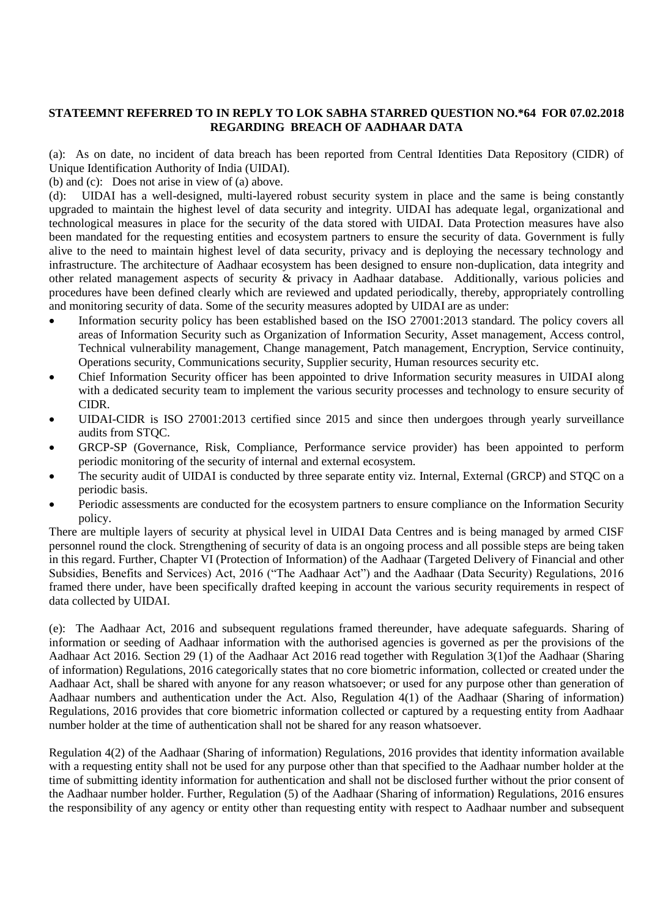**STATEEMNT REFERRED TO IN REPLY TO LOK SABHA STARRED QUESTION NO.*64 FOR 07.02.2018 REGARDING BREACH OF AADHAAR DATA**

(a): As on date, no incident of data breach has been reported from Central Identities Data Repository (CIDR) of Unique Identification Authority of India (UIDAI).

(b) and (c): Does not arise in view of (a) above.

(d): UIDAI has a well-designed, multi-layered robust security system in place and the same is being constantly upgraded to maintain the highest level of data security and integrity. UIDAI has adequate legal, organizational and technological measures in place for the security of the data stored with UIDAI. Data Protection measures have also been mandated for the requesting entities and ecosystem partners to ensure the security of data. Government is fully alive to the need to maintain highest level of data security, privacy and is deploying the necessary technology and infrastructure. The architecture of Aadhaar ecosystem has been designed to ensure non-duplication, data integrity and other related management aspects of security & privacy in Aadhaar database. Additionally, various policies and procedures have been defined clearly which are reviewed and updated periodically, thereby, appropriately controlling and monitoring security of data. Some of the security measures adopted by UIDAI are as under:

- Information security policy has been established based on the ISO 27001:2013 standard. The policy covers all areas of Information Security such as Organization of Information Security, Asset management, Access control, Technical vulnerability management, Change management, Patch management, Encryption, Service continuity, Operations security, Communications security, Supplier security, Human resources security etc.
- Chief Information Security officer has been appointed to drive Information security measures in UIDAI along with a dedicated security team to implement the various security processes and technology to ensure security of CIDR.
- UIDAI-CIDR is ISO 27001:2013 certified since 2015 and since then undergoes through yearly surveillance audits from STQC.
- GRCP-SP (Governance, Risk, Compliance, Performance service provider) has been appointed to perform periodic monitoring of the security of internal and external ecosystem.
- The security audit of UIDAI is conducted by three separate entity viz. Internal, External (GRCP) and STQC on a periodic basis.
- Periodic assessments are conducted for the ecosystem partners to ensure compliance on the Information Security policy.

There are multiple layers of security at physical level in UIDAI Data Centres and is being managed by armed CISF personnel round the clock. Strengthening of security of data is an ongoing process and all possible steps are being taken in this regard. Further, Chapter VI (Protection of Information) of the Aadhaar (Targeted Delivery of Financial and other Subsidies, Benefits and Services) Act, 2016 ("The Aadhaar Act") and the Aadhaar (Data Security) Regulations, 2016 framed there under, have been specifically drafted keeping in account the various security requirements in respect of data collected by UIDAI.

(e): The Aadhaar Act, 2016 and subsequent regulations framed thereunder, have adequate safeguards. Sharing of information or seeding of Aadhaar information with the authorised agencies is governed as per the provisions of the Aadhaar Act 2016. Section 29 (1) of the Aadhaar Act 2016 read together with Regulation 3(1)of the Aadhaar (Sharing of information) Regulations, 2016 categorically states that no core biometric information, collected or created under the Aadhaar Act, shall be shared with anyone for any reason whatsoever; or used for any purpose other than generation of Aadhaar numbers and authentication under the Act. Also, Regulation 4(1) of the Aadhaar (Sharing of information) Regulations, 2016 provides that core biometric information collected or captured by a requesting entity from Aadhaar number holder at the time of authentication shall not be shared for any reason whatsoever.

Regulation 4(2) of the Aadhaar (Sharing of information) Regulations, 2016 provides that identity information available with a requesting entity shall not be used for any purpose other than that specified to the Aadhaar number holder at the time of submitting identity information for authentication and shall not be disclosed further without the prior consent of the Aadhaar number holder. Further, Regulation (5) of the Aadhaar (Sharing of information) Regulations, 2016 ensures the responsibility of any agency or entity other than requesting entity with respect to Aadhaar number and subsequent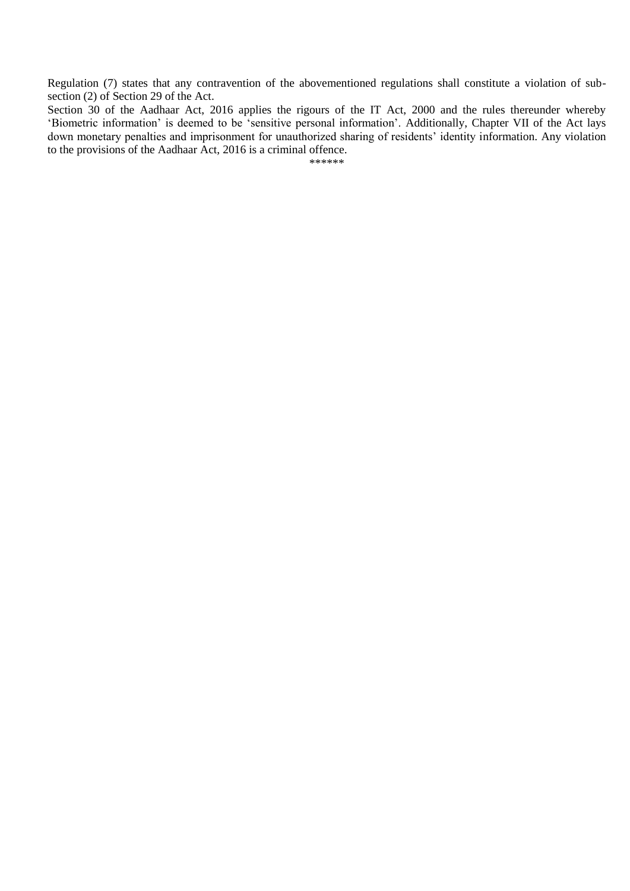Regulation (7) states that any contravention of the abovementioned regulations shall constitute a violation of sub-section (2) of Section 29 of the Act.

Section 30 of the Aadhaar Act, 2016 applies the rigours of the IT Act, 2000 and the rules thereunder whereby 'Biometric information' is deemed to be 'sensitive personal information'. Additionally, Chapter VII of the Act lays down monetary penalties and imprisonment for unauthorized sharing of residents' identity information. Any violation to the provisions of the Aadhaar Act, 2016 is a criminal offence.

******